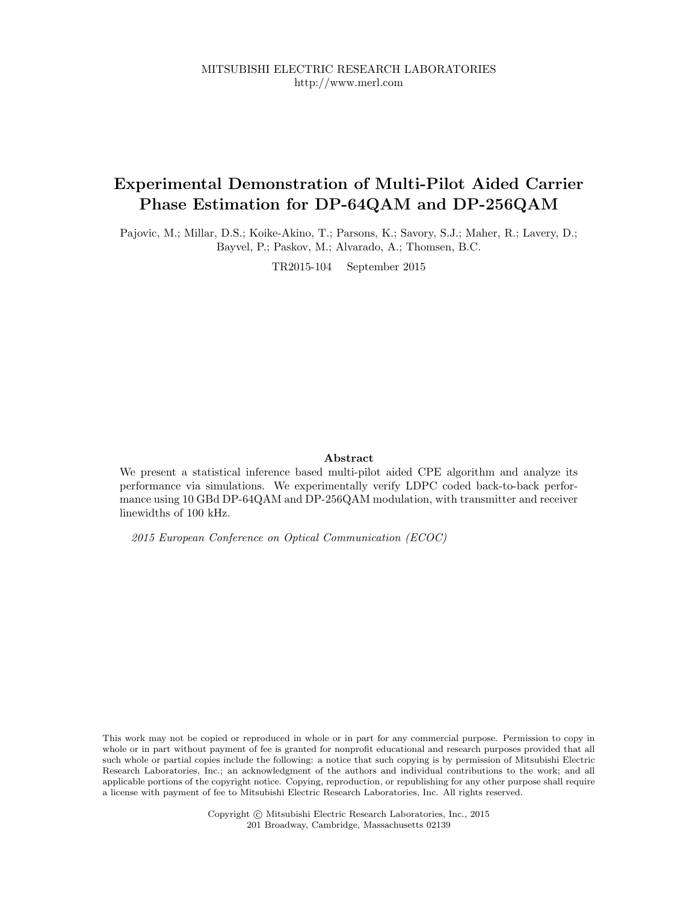MITSUBISHI ELECTRIC RESEARCH LABORATORIES
http://www.merl.com

# Experimental Demonstration of Multi-Pilot Aided Carrier Phase Estimation for DP-64QAM and DP-256QAM

Pajovic, M.; Millar, D.S.; Koike-Akino, T.; Parsons, K.; Savory, S.J.; Maher, R.; Lavery, D.; Bayvel, P.; Paskov, M.; Alvarado, A.; Thomsen, B.C.

TR2015-104 September 2015

### Abstract

We present a statistical inference based multi-pilot aided CPE algorithm and analyze its performance via simulations. We experimentally verify LDPC coded back-to-back performance using 10 GBd DP-64QAM and DP-256QAM modulation, with transmitter and receiver linewidths of 100 kHz.

*2015 European Conference on Optical Communication (ECOC)*

This work may not be copied or reproduced in whole or in part for any commercial purpose. Permission to copy in whole or in part without payment of fee is granted for nonprofit educational and research purposes provided that all such whole or partial copies include the following: a notice that such copying is by permission of Mitsubishi Electric Research Laboratories, Inc.; an acknowledgment of the authors and individual contributions to the work; and all applicable portions of the copyright notice. Copying, reproduction, or republishing for any other purpose shall require a license with payment of fee to Mitsubishi Electric Research Laboratories, Inc. All rights reserved.

Copyright © Mitsubishi Electric Research Laboratories, Inc., 2015
201 Broadway, Cambridge, Massachusetts 02139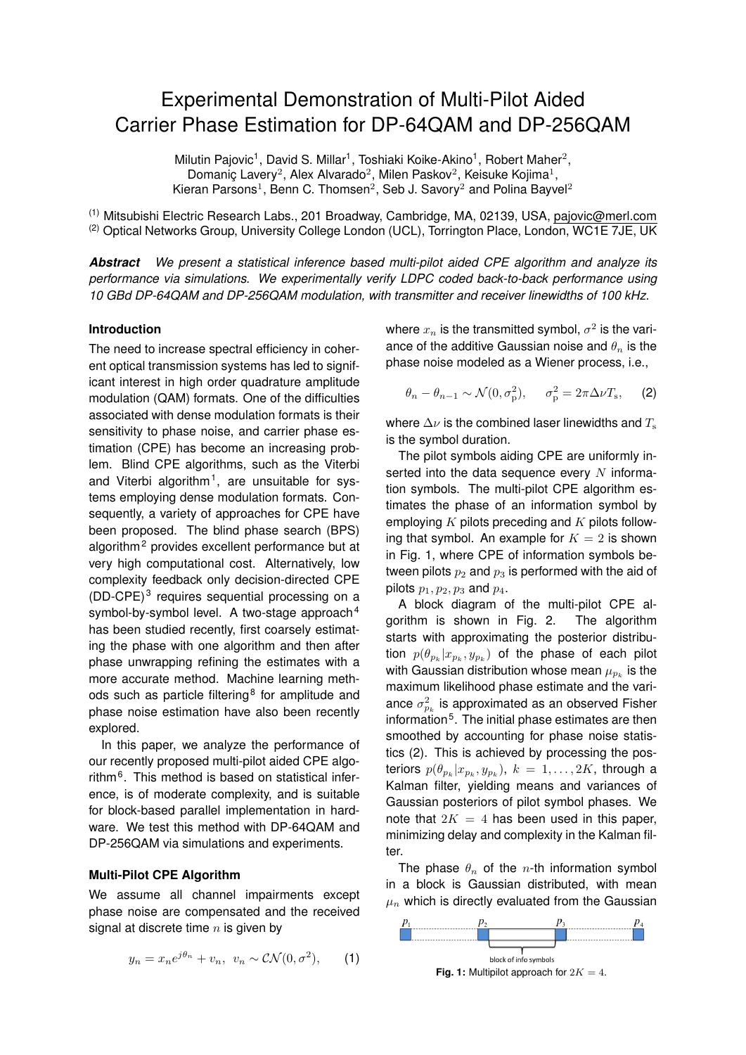# Experimental Demonstration of Multi-Pilot Aided Carrier Phase Estimation for DP-64QAM and DP-256QAM

Milutin Pajovic[1], David S. Millar[1], Toshiaki Koike-Akino[1], Robert Maher[2], Domaniç Lavery[2], Alex Alvarado[2], Milen Paskov[2], Keisuke Kojima[1], Kieran Parsons[1], Benn C. Thomsen[2], Seb J. Savory[2] and Polina Bayvel[2]

[(1)] Mitsubishi Electric Research Labs., 201 Broadway, Cambridge, MA, 02139, USA, pajovic@merl.com
[(2)] Optical Networks Group, University College London (UCL), Torrington Place, London, WC1E 7JE, UK

***Abstract*** *We present a statistical inference based multi-pilot aided CPE algorithm and analyze its performance via simulations. We experimentally verify LDPC coded back-to-back performance using 10 GBd DP-64QAM and DP-256QAM modulation, with transmitter and receiver linewidths of 100 kHz.*

## Introduction

The need to increase spectral efficiency in coherent optical transmission systems has led to significant interest in high order quadrature amplitude modulation (QAM) formats. One of the difficulties associated with dense modulation formats is their sensitivity to phase noise, and carrier phase estimation (CPE) has become an increasing problem. Blind CPE algorithms, such as the Viterbi and Viterbi algorithm[1], are unsuitable for systems employing dense modulation formats. Consequently, a variety of approaches for CPE have been proposed. The blind phase search (BPS) algorithm[2] provides excellent performance but at very high computational cost. Alternatively, low complexity feedback only decision-directed CPE (DD-CPE)[3] requires sequential processing on a symbol-by-symbol level. A two-stage approach[4] has been studied recently, first coarsely estimating the phase with one algorithm and then after phase unwrapping refining the estimates with a more accurate method. Machine learning methods such as particle filtering[8] for amplitude and phase noise estimation have also been recently explored.

In this paper, we analyze the performance of our recently proposed multi-pilot aided CPE algorithm[6]. This method is based on statistical inference, is of moderate complexity, and is suitable for block-based parallel implementation in hardware. We test this method with DP-64QAM and DP-256QAM via simulations and experiments.

## Multi-Pilot CPE Algorithm

We assume all channel impairments except phase noise are compensated and the received signal at discrete time $n$ is given by

$$y_n = x_n e^{j\theta_n} + v_n, \ \ v_n \sim \mathcal{CN}(0, \sigma^2), \qquad (1)$$

where $x_n$ is the transmitted symbol, $\sigma^2$ is the variance of the additive Gaussian noise and $\theta_n$ is the phase noise modeled as a Wiener process, i.e.,

$$\theta_n - \theta_{n-1} \sim \mathcal{N}(0, \sigma_{\mathrm{p}}^2), \qquad \sigma_{\mathrm{p}}^2 = 2\pi\Delta\nu T_{\mathrm{s}}, \qquad (2)$$

where $\Delta\nu$ is the combined laser linewidths and $T_{\mathrm{s}}$ is the symbol duration.

The pilot symbols aiding CPE are uniformly inserted into the data sequence every $N$ information symbols. The multi-pilot CPE algorithm estimates the phase of an information symbol by employing $K$ pilots preceding and $K$ pilots following that symbol. An example for $K = 2$ is shown in Fig. 1, where CPE of information symbols between pilots $p_2$ and $p_3$ is performed with the aid of pilots $p_1, p_2, p_3$ and $p_4$.

A block diagram of the multi-pilot CPE algorithm is shown in Fig. 2. The algorithm starts with approximating the posterior distribution $p(\theta_{p_k}|x_{p_k}, y_{p_k})$ of the phase of each pilot with Gaussian distribution whose mean $\mu_{p_k}$ is the maximum likelihood phase estimate and the variance $\sigma^2_{p_k}$ is approximated as an observed Fisher information[5]. The initial phase estimates are then smoothed by accounting for phase noise statistics (2). This is achieved by processing the posteriors $p(\theta_{p_k}|x_{p_k}, y_{p_k})$, $k = 1, \ldots, 2K$, through a Kalman filter, yielding means and variances of Gaussian posteriors of pilot symbol phases. We note that $2K = 4$ has been used in this paper, minimizing delay and complexity in the Kalman filter.

The phase $\theta_n$ of the $n$-th information symbol in a block is Gaussian distributed, with mean $\mu_n$ which is directly evaluated from the Gaussian

**Fig. 1:** Multipilot approach for $2K = 4$.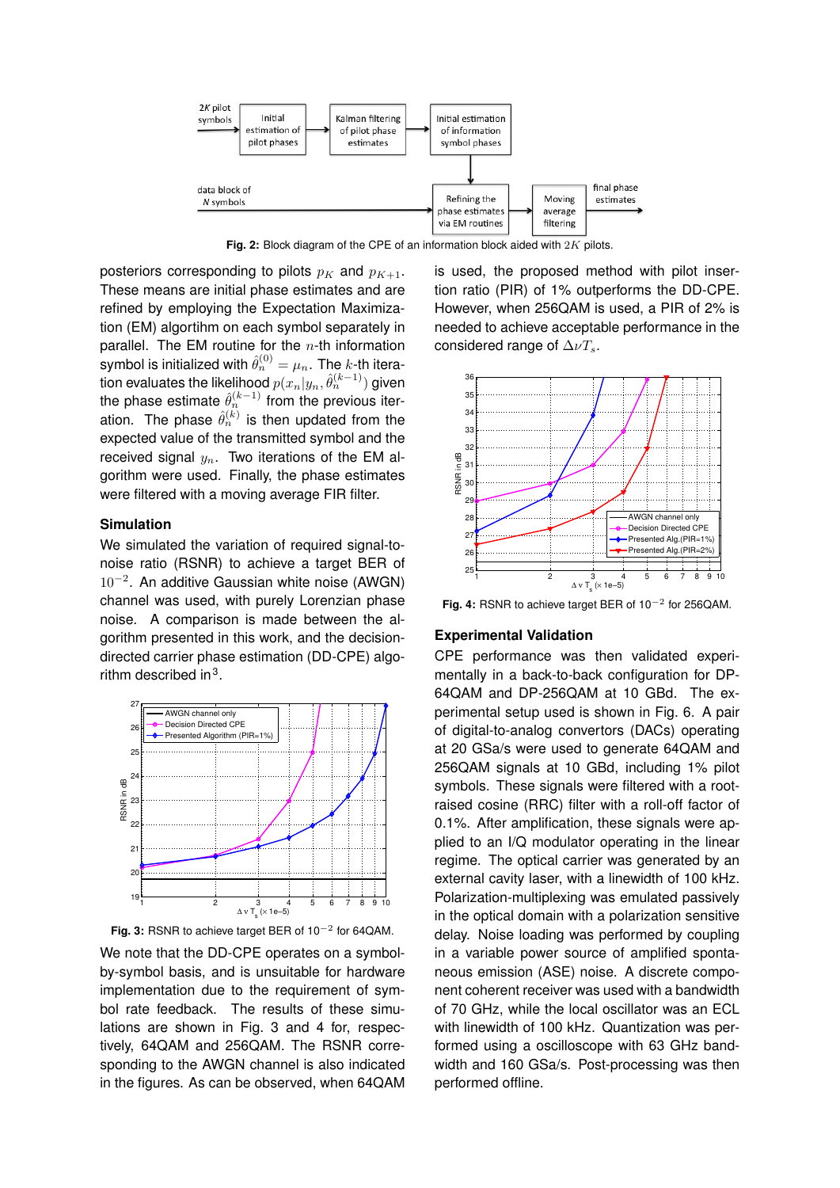**Fig. 2:** Block diagram of the CPE of an information block aided with $2K$ pilots.

posteriors corresponding to pilots $p_K$ and $p_{K+1}$. These means are initial phase estimates and are refined by employing the Expectation Maximization (EM) algortihm on each symbol separately in parallel. The EM routine for the $n$-th information symbol is initialized with $\hat{\theta}_n^{(0)} = \mu_n$. The $k$-th iteration evaluates the likelihood $p(x_n|y_n, \hat{\theta}_n^{(k-1)})$ given the phase estimate $\hat{\theta}_n^{(k-1)}$ from the previous iteration. The phase $\hat{\theta}_n^{(k)}$ is then updated from the expected value of the transmitted symbol and the received signal $y_n$. Two iterations of the EM algorithm were used. Finally, the phase estimates were filtered with a moving average FIR filter.

### Simulation

We simulated the variation of required signal-to-noise ratio (RSNR) to achieve a target BER of $10^{-2}$. An additive Gaussian white noise (AWGN) channel was used, with purely Lorenzian phase noise. A comparison is made between the algorithm presented in this work, and the decision-directed carrier phase estimation (DD-CPE) algorithm described in[3].

**Fig. 3:** RSNR to achieve target BER of $10^{-2}$ for 64QAM.

We note that the DD-CPE operates on a symbol-by-symbol basis, and is unsuitable for hardware implementation due to the requirement of symbol rate feedback. The results of these simulations are shown in Fig. 3 and 4 for, respectively, 64QAM and 256QAM. The RSNR corresponding to the AWGN channel is also indicated in the figures. As can be observed, when 64QAM is used, the proposed method with pilot insertion ratio (PIR) of 1% outperforms the DD-CPE. However, when 256QAM is used, a PIR of 2% is needed to achieve acceptable performance in the considered range of $\Delta\nu T_s$.

**Fig. 4:** RSNR to achieve target BER of $10^{-2}$ for 256QAM.

### Experimental Validation

CPE performance was then validated experimentally in a back-to-back configuration for DP-64QAM and DP-256QAM at 10 GBd. The experimental setup used is shown in Fig. 6. A pair of digital-to-analog convertors (DACs) operating at 20 GSa/s were used to generate 64QAM and 256QAM signals at 10 GBd, including 1% pilot symbols. These signals were filtered with a root-raised cosine (RRC) filter with a roll-off factor of 0.1%. After amplification, these signals were applied to an I/Q modulator operating in the linear regime. The optical carrier was generated by an external cavity laser, with a linewidth of 100 kHz. Polarization-multiplexing was emulated passively in the optical domain with a polarization sensitive delay. Noise loading was performed by coupling in a variable power source of amplified spontaneous emission (ASE) noise. A discrete component coherent receiver was used with a bandwidth of 70 GHz, while the local oscillator was an ECL with linewidth of 100 kHz. Quantization was performed using a oscilloscope with 63 GHz bandwidth and 160 GSa/s. Post-processing was then performed offline.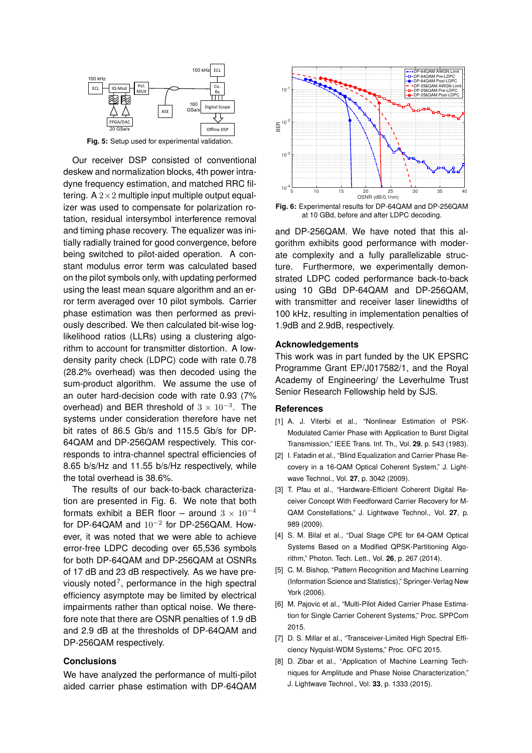100 kHz
ECL
IQ-Mod
Pol. MUX
100 kHz
ECL
Co. Rx
160 GSa/s
Digital Scope
ASE
FPGA/DAC
20 GSa/s
Offline DSP

**Fig. 5:** Setup used for experimental validation.

Our receiver DSP consisted of conventional deskew and normalization blocks, 4th power intradyne frequency estimation, and matched RRC filtering. A $2 \times 2$ multiple input multiple output equalizer was used to compensate for polarization rotation, residual intersymbol interference removal and timing phase recovery. The equalizer was initially radially trained for good convergence, before being switched to pilot-aided operation. A constant modulus error term was calculated based on the pilot symbols only, with updating performed using the least mean square algorithm and an error term averaged over 10 pilot symbols. Carrier phase estimation was then performed as previously described. We then calculated bit-wise log-likelihood ratios (LLRs) using a clustering algorithm to account for transmitter distortion. A low-density parity check (LDPC) code with rate 0.78 (28.2% overhead) was then decoded using the sum-product algorithm. We assume the use of an outer hard-decision code with rate 0.93 (7% overhead) and BER threshold of $3 \times 10^{-3}$. The systems under consideration therefore have net bit rates of 86.5 Gb/s and 115.5 Gb/s for DP-64QAM and DP-256QAM respectively. This corresponds to intra-channel spectral efficiencies of 8.65 b/s/Hz and 11.55 b/s/Hz respectively, while the total overhead is 38.6%.

The results of our back-to-back characterization are presented in Fig. 6. We note that both formats exhibit a BER floor – around $3 \times 10^{-4}$ for DP-64QAM and $10^{-2}$ for DP-256QAM. However, it was noted that we were able to achieve error-free LDPC decoding over 65,536 symbols for both DP-64QAM and DP-256QAM at OSNRs of 17 dB and 23 dB respectively. As we have previously noted[7], performance in the high spectral efficiency asymptote may be limited by electrical impairments rather than optical noise. We therefore note that there are OSNR penalties of 1.9 dB and 2.9 dB at the thresholds of DP-64QAM and DP-256QAM respectively.

## Conclusions

We have analyzed the performance of multi-pilot aided carrier phase estimation with DP-64QAM and DP-256QAM. We have noted that this algorithm exhibits good performance with moderate complexity and a fully parallelizable structure. Furthermore, we experimentally demonstrated LDPC coded performance back-to-back using 10 GBd DP-64QAM and DP-256QAM, with transmitter and receiver laser linewidths of 100 kHz, resulting in implementation penalties of 1.9dB and 2.9dB, respectively.

DP-64QAM AWGN Limit
DP-64QAM Pre-LDPC
DP-64QAM Post-LDPC
DP-256QAM AWGN Limit
DP-256QAM Pre-LDPC
DP-256QAM Post-LDPC
BER
$10^{-1}$
$10^{-2}$
$10^{-3}$
$10^{-4}$
5 10 15 20 25 30 35 40
OSNR (dB/0.1nm)

**Fig. 6:** Experimental results for DP-64QAM and DP-256QAM at 10 GBd, before and after LDPC decoding.

## Acknowledgements

This work was in part funded by the UK EPSRC Programme Grant EP/J017582/1, and the Royal Academy of Engineering/ the Leverhulme Trust Senior Research Fellowship held by SJS.

## References

[1] A. J. Viterbi et al., "Nonlinear Estimation of PSK-Modulated Carrier Phase with Application to Burst Digital Transmission," IEEE Trans. Inf. Th., Vol. **29**, p. 543 (1983).

[2] I. Fatadin et al., "Blind Equalization and Carrier Phase Recovery in a 16-QAM Optical Coherent System," J. Lightwave Technol., Vol. **27**, p. 3042 (2009).

[3] T. Pfau et al., "Hardware-Efficient Coherent Digital Receiver Concept With Feedforward Carrier Recovery for M-QAM Constellations," J. Lightwave Technol., Vol. **27**, p. 989 (2009).

[4] S. M. Bilal et al., "Dual Stage CPE for 64-QAM Optical Systems Based on a Modified QPSK-Partitioning Algorithm," Photon. Tech. Lett., Vol. **26**, p. 267 (2014).

[5] C. M. Bishop, "Pattern Recognition and Machine Learning (Information Science and Statistics)," Springer-Verlag New York (2006).

[6] M. Pajovic et al., "Multi-Pilot Aided Carrier Phase Estimation for Single Carrier Coherent Systems," Proc. SPPCom 2015.

[7] D. S. Millar et al., "Transceiver-Limited High Spectral Efficiency Nyquist-WDM Systems," Proc. OFC 2015.

[8] D. Zibar et al., "Application of Machine Learning Techniques for Amplitude and Phase Noise Characterization," J. Lightwave Technol., Vol. **33**, p. 1333 (2015).